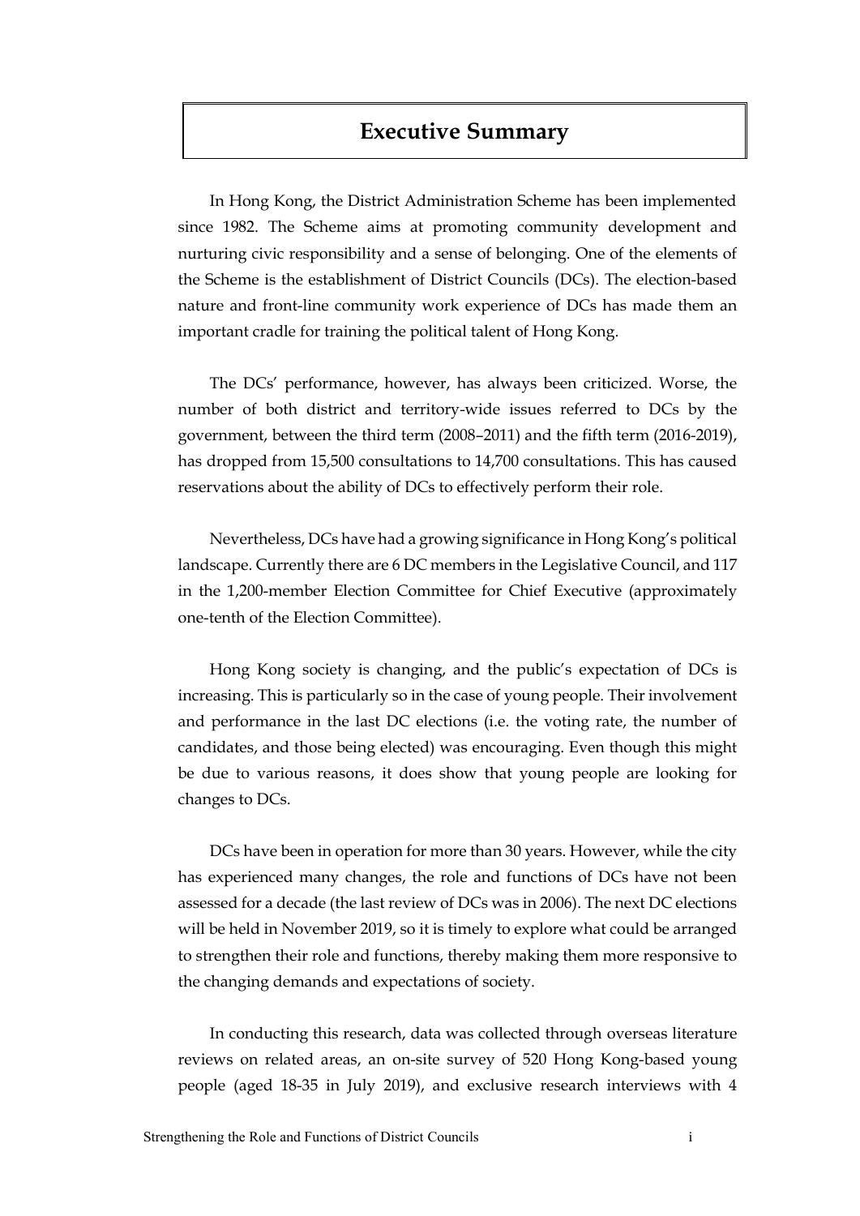# Executive Summary

In Hong Kong, the District Administration Scheme has been implemented since 1982. The Scheme aims at promoting community development and nurturing civic responsibility and a sense of belonging. One of the elements of the Scheme is the establishment of District Councils (DCs). The election-based nature and front-line community work experience of DCs has made them an important cradle for training the political talent of Hong Kong.

The DCs' performance, however, has always been criticized. Worse, the number of both district and territory-wide issues referred to DCs by the government, between the third term (2008–2011) and the fifth term (2016-2019), has dropped from 15,500 consultations to 14,700 consultations. This has caused reservations about the ability of DCs to effectively perform their role.

Nevertheless, DCs have had a growing significance in Hong Kong's political landscape. Currently there are 6 DC members in the Legislative Council, and 117 in the 1,200-member Election Committee for Chief Executive (approximately one-tenth of the Election Committee).

Hong Kong society is changing, and the public's expectation of DCs is increasing. This is particularly so in the case of young people. Their involvement and performance in the last DC elections (i.e. the voting rate, the number of candidates, and those being elected) was encouraging. Even though this might be due to various reasons, it does show that young people are looking for changes to DCs.

DCs have been in operation for more than 30 years. However, while the city has experienced many changes, the role and functions of DCs have not been assessed for a decade (the last review of DCs was in 2006). The next DC elections will be held in November 2019, so it is timely to explore what could be arranged to strengthen their role and functions, thereby making them more responsive to the changing demands and expectations of society.

In conducting this research, data was collected through overseas literature reviews on related areas, an on-site survey of 520 Hong Kong-based young people (aged 18-35 in July 2019), and exclusive research interviews with 4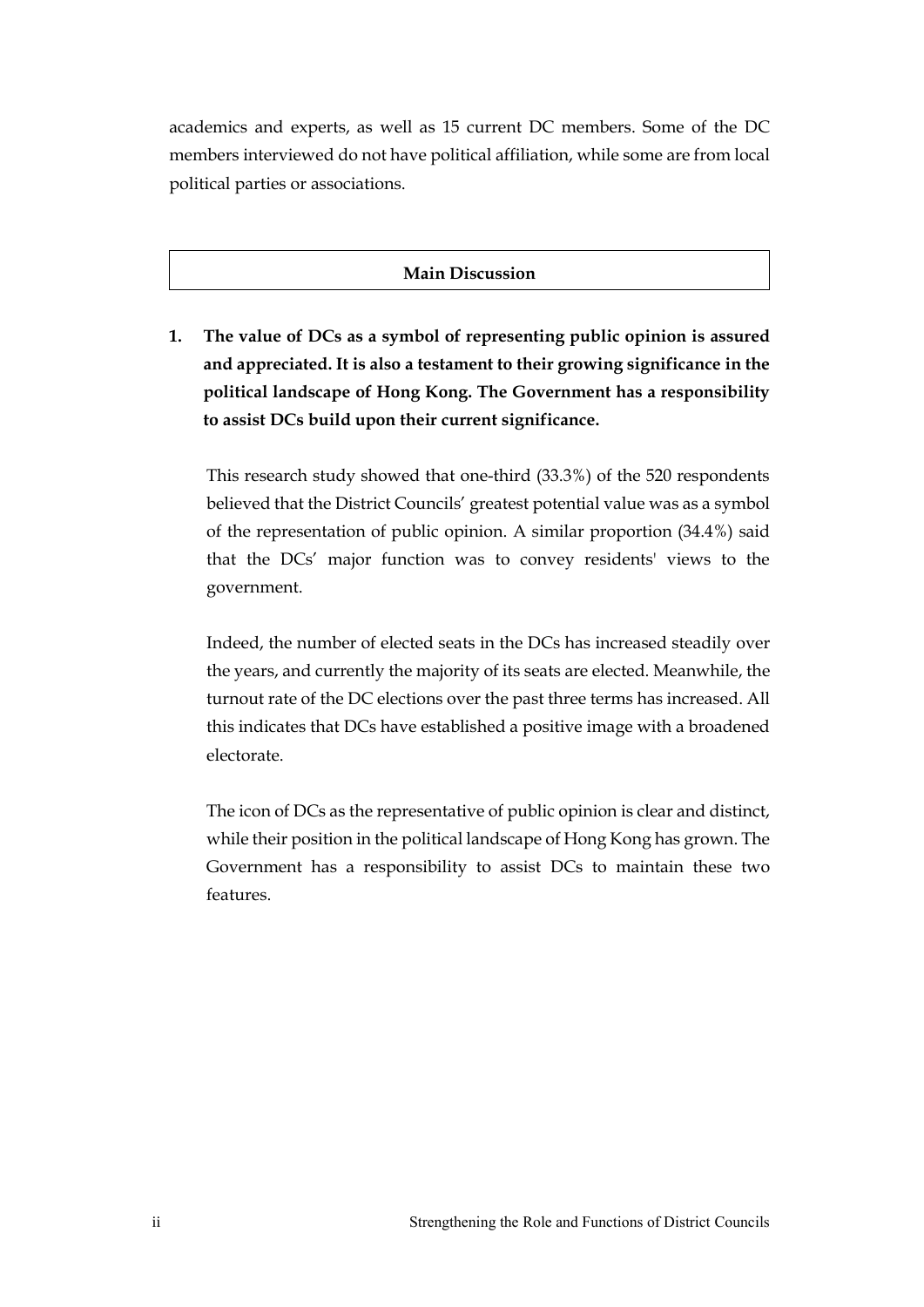academics and experts, as well as 15 current DC members. Some of the DC members interviewed do not have political affiliation, while some are from local political parties or associations.

## Main Discussion

**1. The value of DCs as a symbol of representing public opinion is assured and appreciated. It is also a testament to their growing significance in the political landscape of Hong Kong. The Government has a responsibility to assist DCs build upon their current significance.**

This research study showed that one-third (33.3%) of the 520 respondents believed that the District Councils' greatest potential value was as a symbol of the representation of public opinion. A similar proportion (34.4%) said that the DCs' major function was to convey residents' views to the government.

Indeed, the number of elected seats in the DCs has increased steadily over the years, and currently the majority of its seats are elected. Meanwhile, the turnout rate of the DC elections over the past three terms has increased. All this indicates that DCs have established a positive image with a broadened electorate.

The icon of DCs as the representative of public opinion is clear and distinct, while their position in the political landscape of Hong Kong has grown. The Government has a responsibility to assist DCs to maintain these two features.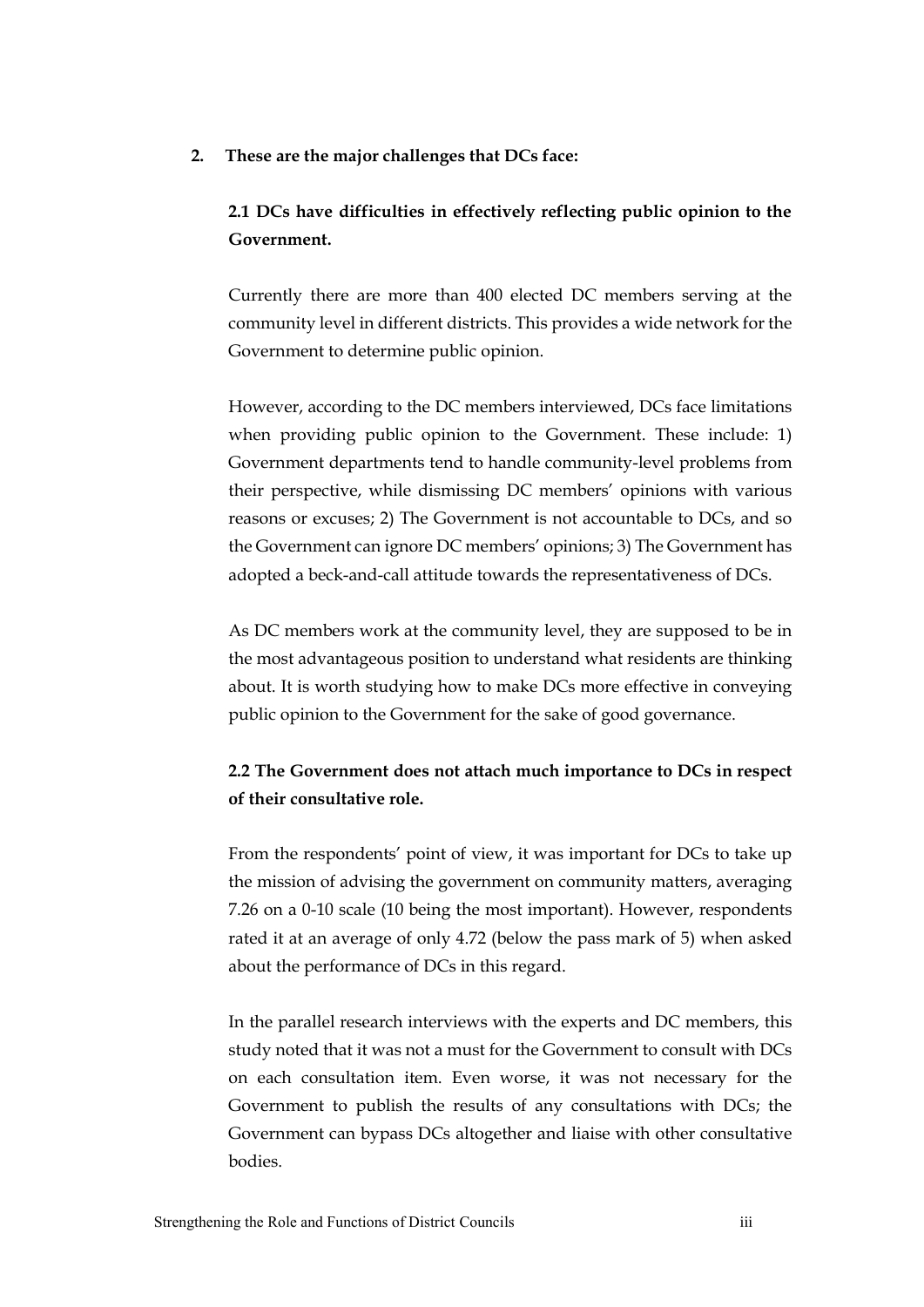**2. These are the major challenges that DCs face:**

**2.1 DCs have difficulties in effectively reflecting public opinion to the Government.**

Currently there are more than 400 elected DC members serving at the community level in different districts. This provides a wide network for the Government to determine public opinion.

However, according to the DC members interviewed, DCs face limitations when providing public opinion to the Government. These include: 1) Government departments tend to handle community-level problems from their perspective, while dismissing DC members' opinions with various reasons or excuses; 2) The Government is not accountable to DCs, and so the Government can ignore DC members' opinions; 3) The Government has adopted a beck-and-call attitude towards the representativeness of DCs.

As DC members work at the community level, they are supposed to be in the most advantageous position to understand what residents are thinking about. It is worth studying how to make DCs more effective in conveying public opinion to the Government for the sake of good governance.

**2.2 The Government does not attach much importance to DCs in respect of their consultative role.**

From the respondents' point of view, it was important for DCs to take up the mission of advising the government on community matters, averaging 7.26 on a 0-10 scale (10 being the most important). However, respondents rated it at an average of only 4.72 (below the pass mark of 5) when asked about the performance of DCs in this regard.

In the parallel research interviews with the experts and DC members, this study noted that it was not a must for the Government to consult with DCs on each consultation item. Even worse, it was not necessary for the Government to publish the results of any consultations with DCs; the Government can bypass DCs altogether and liaise with other consultative bodies.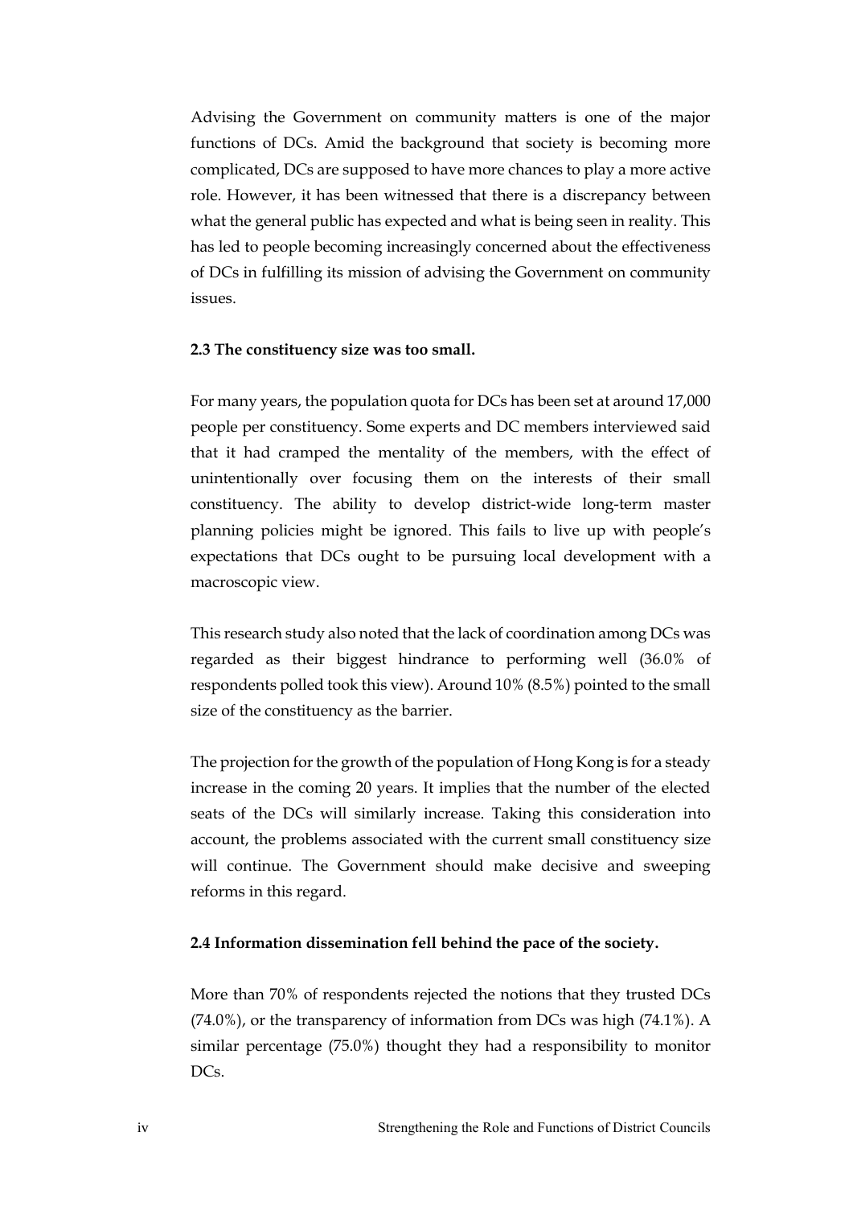Advising the Government on community matters is one of the major functions of DCs. Amid the background that society is becoming more complicated, DCs are supposed to have more chances to play a more active role. However, it has been witnessed that there is a discrepancy between what the general public has expected and what is being seen in reality. This has led to people becoming increasingly concerned about the effectiveness of DCs in fulfilling its mission of advising the Government on community issues.

**2.3 The constituency size was too small.**

For many years, the population quota for DCs has been set at around 17,000 people per constituency. Some experts and DC members interviewed said that it had cramped the mentality of the members, with the effect of unintentionally over focusing them on the interests of their small constituency. The ability to develop district-wide long-term master planning policies might be ignored. This fails to live up with people's expectations that DCs ought to be pursuing local development with a macroscopic view.

This research study also noted that the lack of coordination among DCs was regarded as their biggest hindrance to performing well (36.0% of respondents polled took this view). Around 10% (8.5%) pointed to the small size of the constituency as the barrier.

The projection for the growth of the population of Hong Kong is for a steady increase in the coming 20 years. It implies that the number of the elected seats of the DCs will similarly increase. Taking this consideration into account, the problems associated with the current small constituency size will continue. The Government should make decisive and sweeping reforms in this regard.

**2.4 Information dissemination fell behind the pace of the society.**

More than 70% of respondents rejected the notions that they trusted DCs (74.0%), or the transparency of information from DCs was high (74.1%). A similar percentage (75.0%) thought they had a responsibility to monitor DCs.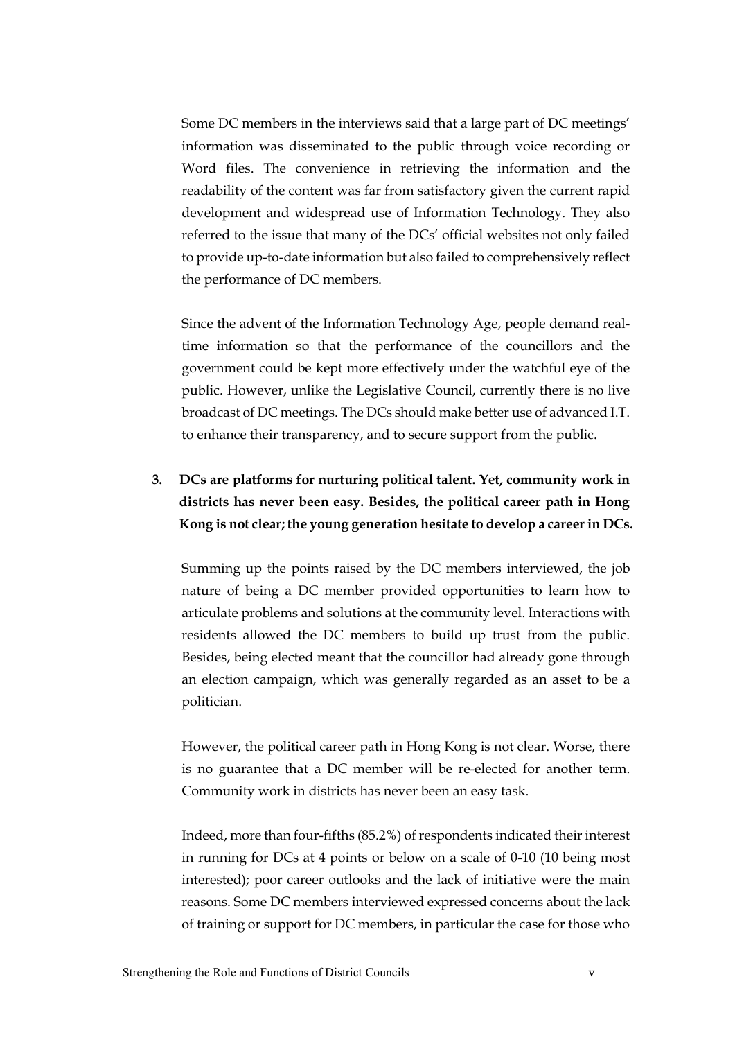Some DC members in the interviews said that a large part of DC meetings' information was disseminated to the public through voice recording or Word files. The convenience in retrieving the information and the readability of the content was far from satisfactory given the current rapid development and widespread use of Information Technology. They also referred to the issue that many of the DCs' official websites not only failed to provide up-to-date information but also failed to comprehensively reflect the performance of DC members.

Since the advent of the Information Technology Age, people demand real-time information so that the performance of the councillors and the government could be kept more effectively under the watchful eye of the public. However, unlike the Legislative Council, currently there is no live broadcast of DC meetings. The DCs should make better use of advanced I.T. to enhance their transparency, and to secure support from the public.

3. **DCs are platforms for nurturing political talent. Yet, community work in districts has never been easy. Besides, the political career path in Hong Kong is not clear; the young generation hesitate to develop a career in DCs.**

Summing up the points raised by the DC members interviewed, the job nature of being a DC member provided opportunities to learn how to articulate problems and solutions at the community level. Interactions with residents allowed the DC members to build up trust from the public. Besides, being elected meant that the councillor had already gone through an election campaign, which was generally regarded as an asset to be a politician.

However, the political career path in Hong Kong is not clear. Worse, there is no guarantee that a DC member will be re-elected for another term. Community work in districts has never been an easy task.

Indeed, more than four-fifths (85.2%) of respondents indicated their interest in running for DCs at 4 points or below on a scale of 0-10 (10 being most interested); poor career outlooks and the lack of initiative were the main reasons. Some DC members interviewed expressed concerns about the lack of training or support for DC members, in particular the case for those who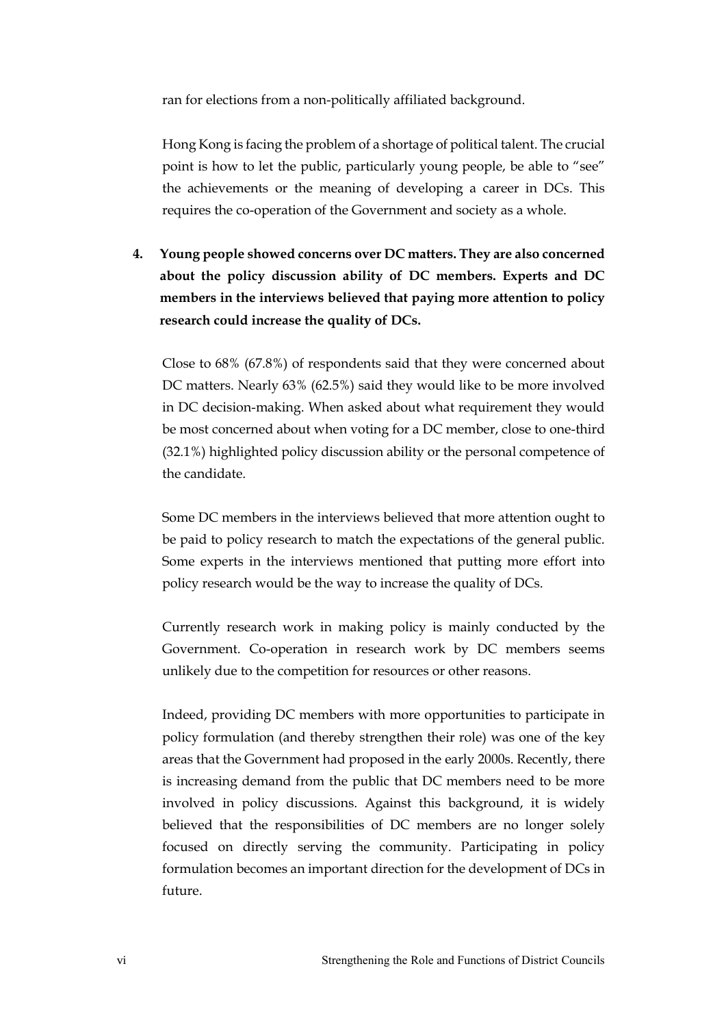ran for elections from a non-politically affiliated background.

Hong Kong is facing the problem of a shortage of political talent. The crucial point is how to let the public, particularly young people, be able to "see" the achievements or the meaning of developing a career in DCs. This requires the co-operation of the Government and society as a whole.

4. **Young people showed concerns over DC matters. They are also concerned about the policy discussion ability of DC members. Experts and DC members in the interviews believed that paying more attention to policy research could increase the quality of DCs.**

Close to 68% (67.8%) of respondents said that they were concerned about DC matters. Nearly 63% (62.5%) said they would like to be more involved in DC decision-making. When asked about what requirement they would be most concerned about when voting for a DC member, close to one-third (32.1%) highlighted policy discussion ability or the personal competence of the candidate.

Some DC members in the interviews believed that more attention ought to be paid to policy research to match the expectations of the general public. Some experts in the interviews mentioned that putting more effort into policy research would be the way to increase the quality of DCs.

Currently research work in making policy is mainly conducted by the Government. Co-operation in research work by DC members seems unlikely due to the competition for resources or other reasons.

Indeed, providing DC members with more opportunities to participate in policy formulation (and thereby strengthen their role) was one of the key areas that the Government had proposed in the early 2000s. Recently, there is increasing demand from the public that DC members need to be more involved in policy discussions. Against this background, it is widely believed that the responsibilities of DC members are no longer solely focused on directly serving the community. Participating in policy formulation becomes an important direction for the development of DCs in future.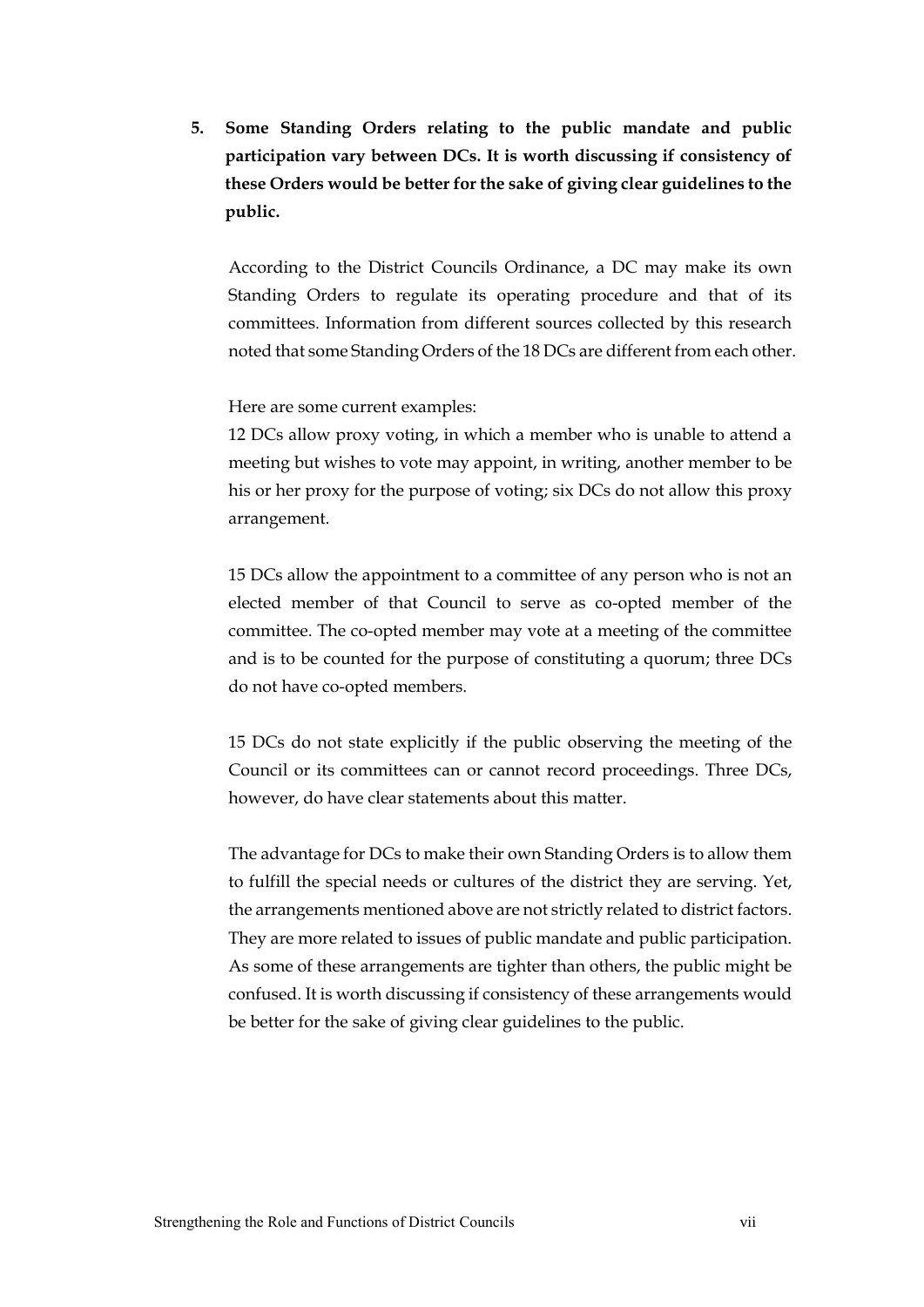**5. Some Standing Orders relating to the public mandate and public participation vary between DCs. It is worth discussing if consistency of these Orders would be better for the sake of giving clear guidelines to the public.**

According to the District Councils Ordinance, a DC may make its own Standing Orders to regulate its operating procedure and that of its committees. Information from different sources collected by this research noted that some Standing Orders of the 18 DCs are different from each other.

Here are some current examples:
12 DCs allow proxy voting, in which a member who is unable to attend a meeting but wishes to vote may appoint, in writing, another member to be his or her proxy for the purpose of voting; six DCs do not allow this proxy arrangement.

15 DCs allow the appointment to a committee of any person who is not an elected member of that Council to serve as co-opted member of the committee. The co-opted member may vote at a meeting of the committee and is to be counted for the purpose of constituting a quorum; three DCs do not have co-opted members.

15 DCs do not state explicitly if the public observing the meeting of the Council or its committees can or cannot record proceedings. Three DCs, however, do have clear statements about this matter.

The advantage for DCs to make their own Standing Orders is to allow them to fulfill the special needs or cultures of the district they are serving. Yet, the arrangements mentioned above are not strictly related to district factors. They are more related to issues of public mandate and public participation. As some of these arrangements are tighter than others, the public might be confused. It is worth discussing if consistency of these arrangements would be better for the sake of giving clear guidelines to the public.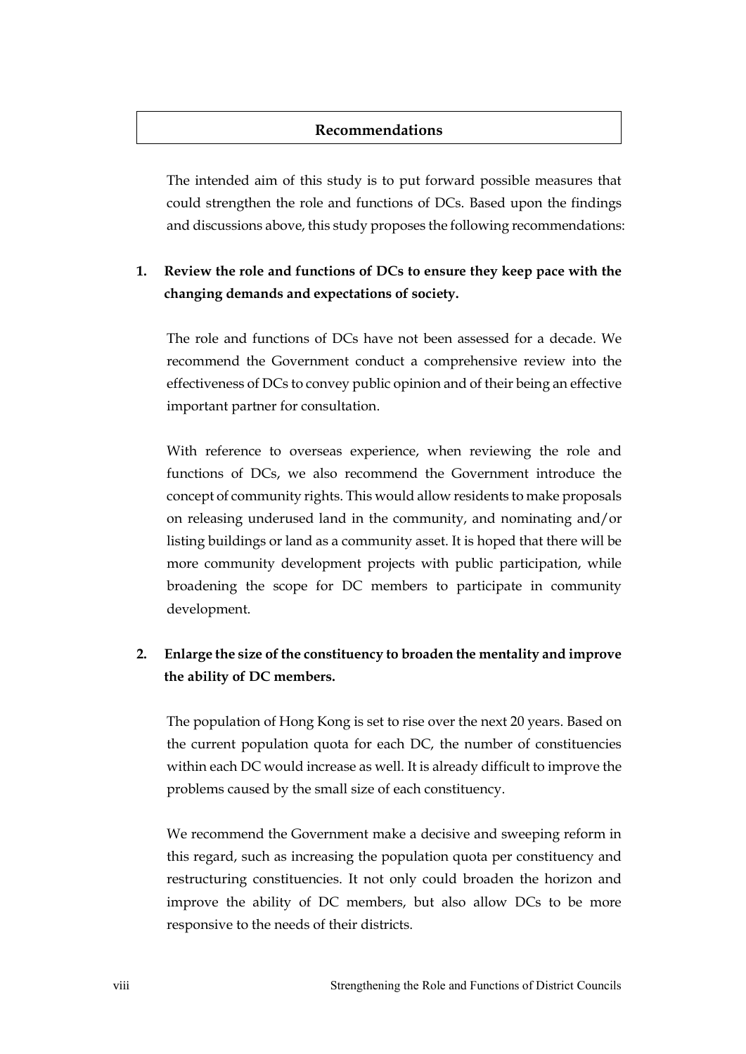## Recommendations

The intended aim of this study is to put forward possible measures that could strengthen the role and functions of DCs. Based upon the findings and discussions above, this study proposes the following recommendations:

**1. Review the role and functions of DCs to ensure they keep pace with the changing demands and expectations of society.**

The role and functions of DCs have not been assessed for a decade. We recommend the Government conduct a comprehensive review into the effectiveness of DCs to convey public opinion and of their being an effective important partner for consultation.

With reference to overseas experience, when reviewing the role and functions of DCs, we also recommend the Government introduce the concept of community rights. This would allow residents to make proposals on releasing underused land in the community, and nominating and/or listing buildings or land as a community asset. It is hoped that there will be more community development projects with public participation, while broadening the scope for DC members to participate in community development.

**2. Enlarge the size of the constituency to broaden the mentality and improve the ability of DC members.**

The population of Hong Kong is set to rise over the next 20 years. Based on the current population quota for each DC, the number of constituencies within each DC would increase as well. It is already difficult to improve the problems caused by the small size of each constituency.

We recommend the Government make a decisive and sweeping reform in this regard, such as increasing the population quota per constituency and restructuring constituencies. It not only could broaden the horizon and improve the ability of DC members, but also allow DCs to be more responsive to the needs of their districts.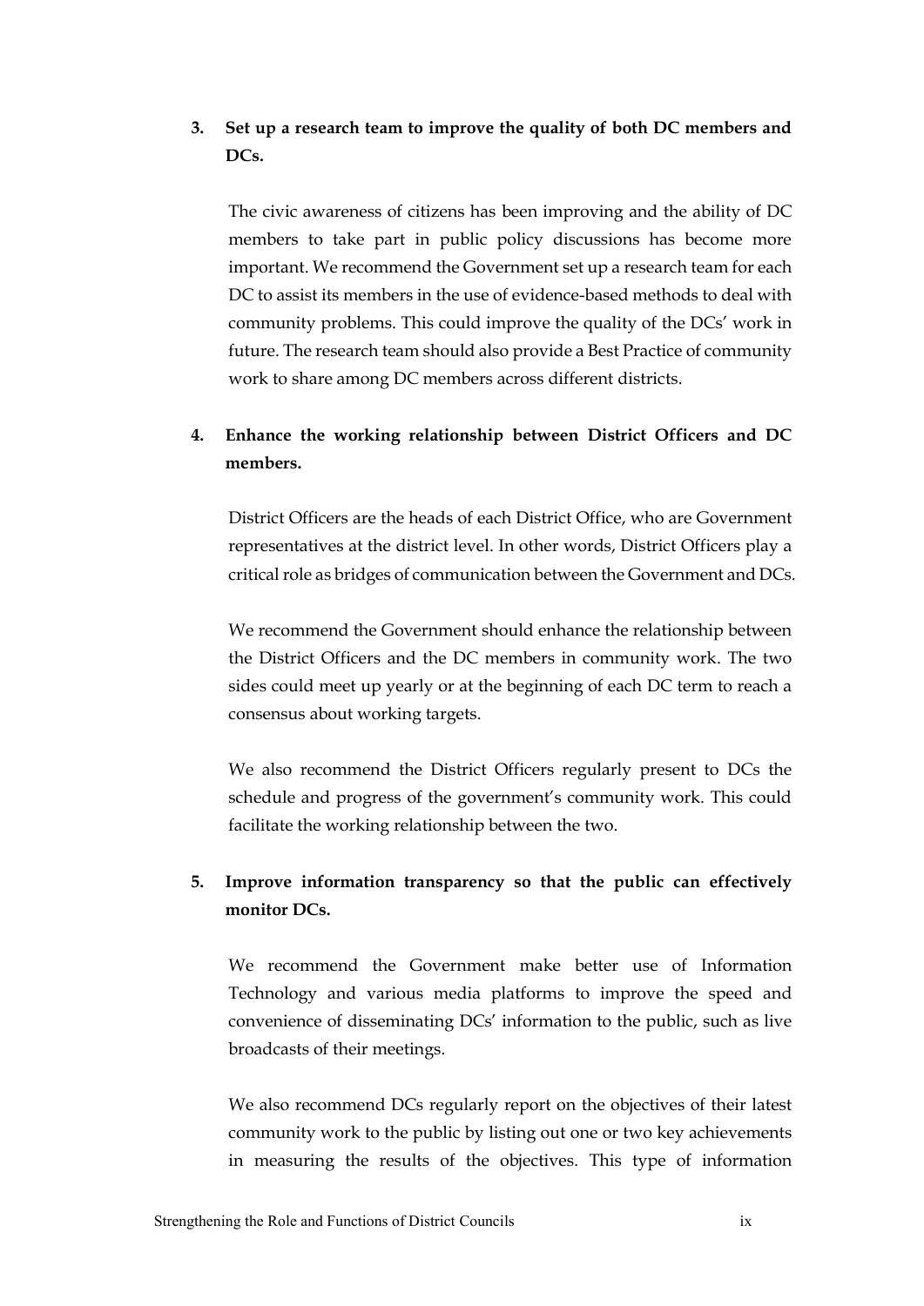**3. Set up a research team to improve the quality of both DC members and DCs.**

The civic awareness of citizens has been improving and the ability of DC members to take part in public policy discussions has become more important. We recommend the Government set up a research team for each DC to assist its members in the use of evidence-based methods to deal with community problems. This could improve the quality of the DCs' work in future. The research team should also provide a Best Practice of community work to share among DC members across different districts.

**4. Enhance the working relationship between District Officers and DC members.**

District Officers are the heads of each District Office, who are Government representatives at the district level. In other words, District Officers play a critical role as bridges of communication between the Government and DCs.

We recommend the Government should enhance the relationship between the District Officers and the DC members in community work. The two sides could meet up yearly or at the beginning of each DC term to reach a consensus about working targets.

We also recommend the District Officers regularly present to DCs the schedule and progress of the government's community work. This could facilitate the working relationship between the two.

**5. Improve information transparency so that the public can effectively monitor DCs.**

We recommend the Government make better use of Information Technology and various media platforms to improve the speed and convenience of disseminating DCs' information to the public, such as live broadcasts of their meetings.

We also recommend DCs regularly report on the objectives of their latest community work to the public by listing out one or two key achievements in measuring the results of the objectives. This type of information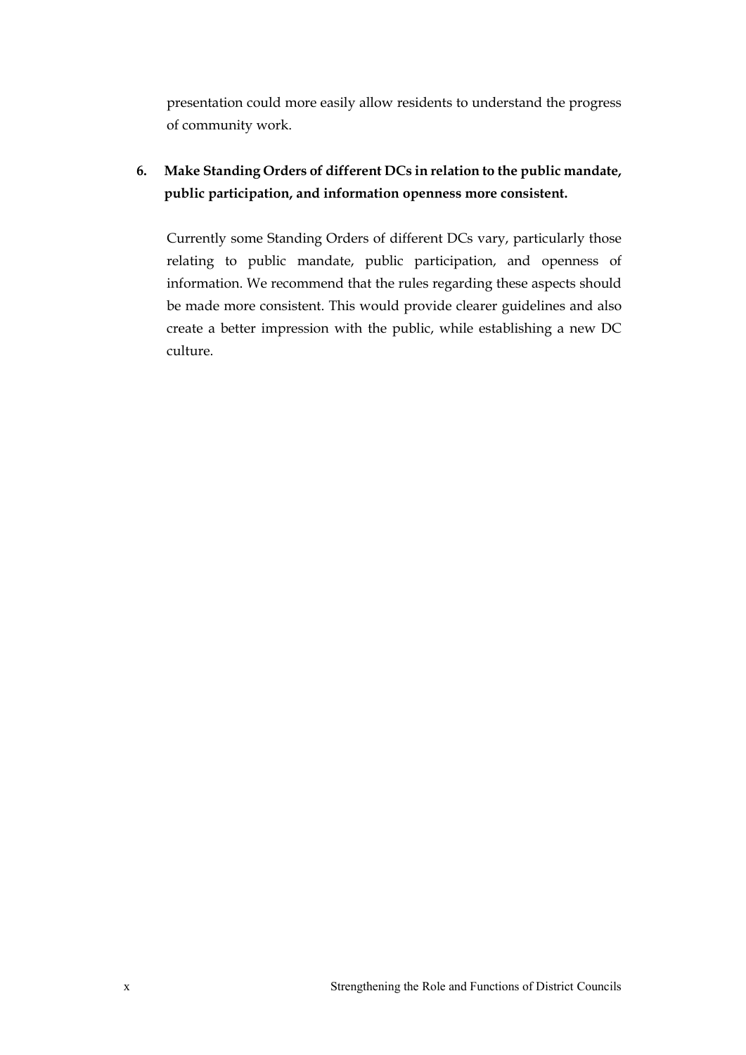presentation could more easily allow residents to understand the progress of community work.

**6. Make Standing Orders of different DCs in relation to the public mandate, public participation, and information openness more consistent.**

Currently some Standing Orders of different DCs vary, particularly those relating to public mandate, public participation, and openness of information. We recommend that the rules regarding these aspects should be made more consistent. This would provide clearer guidelines and also create a better impression with the public, while establishing a new DC culture.